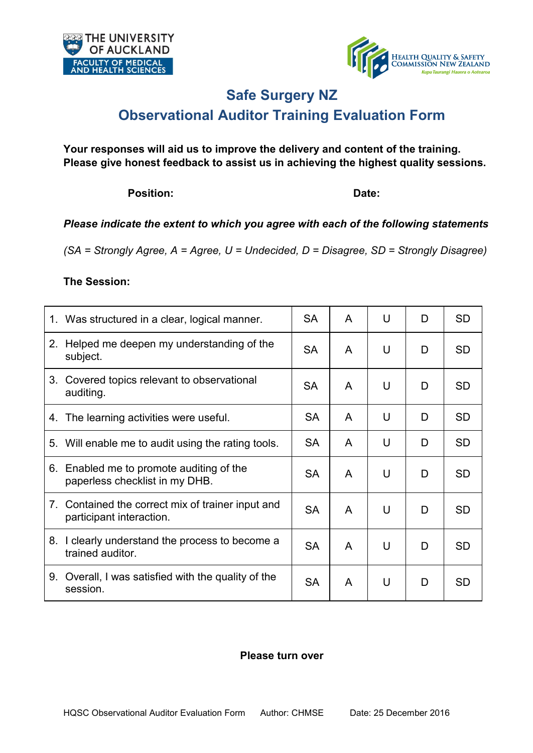THE UNIVERSITY OF AUCKLAND
FACULTY OF MEDICAL AND HEALTH SCIENCES

HEALTH QUALITY & SAFETY COMMISSION NEW ZEALAND
Kupu Taurangi Hauora o Aotearoa

# Safe Surgery NZ

## Observational Auditor Training Evaluation Form

**Your responses will aid us to improve the delivery and content of the training. Please give honest feedback to assist us in achieving the highest quality sessions.**

**Position:** **Date:**

***Please indicate the extent to which you agree with each of the following statements***

*(SA = Strongly Agree, A = Agree, U = Undecided, D = Disagree, SD = Strongly Disagree)*

**The Session:**

| | | | | | |
|---|---|---|---|---|---|
| 1. Was structured in a clear, logical manner. | SA | A | U | D | SD |
| 2. Helped me deepen my understanding of the subject. | SA | A | U | D | SD |
| 3. Covered topics relevant to observational auditing. | SA | A | U | D | SD |
| 4. The learning activities were useful. | SA | A | U | D | SD |
| 5. Will enable me to audit using the rating tools. | SA | A | U | D | SD |
| 6. Enabled me to promote auditing of the paperless checklist in my DHB. | SA | A | U | D | SD |
| 7. Contained the correct mix of trainer input and participant interaction. | SA | A | U | D | SD |
| 8. I clearly understand the process to become a trained auditor. | SA | A | U | D | SD |
| 9. Overall, I was satisfied with the quality of the session. | SA | A | U | D | SD |

**Please turn over**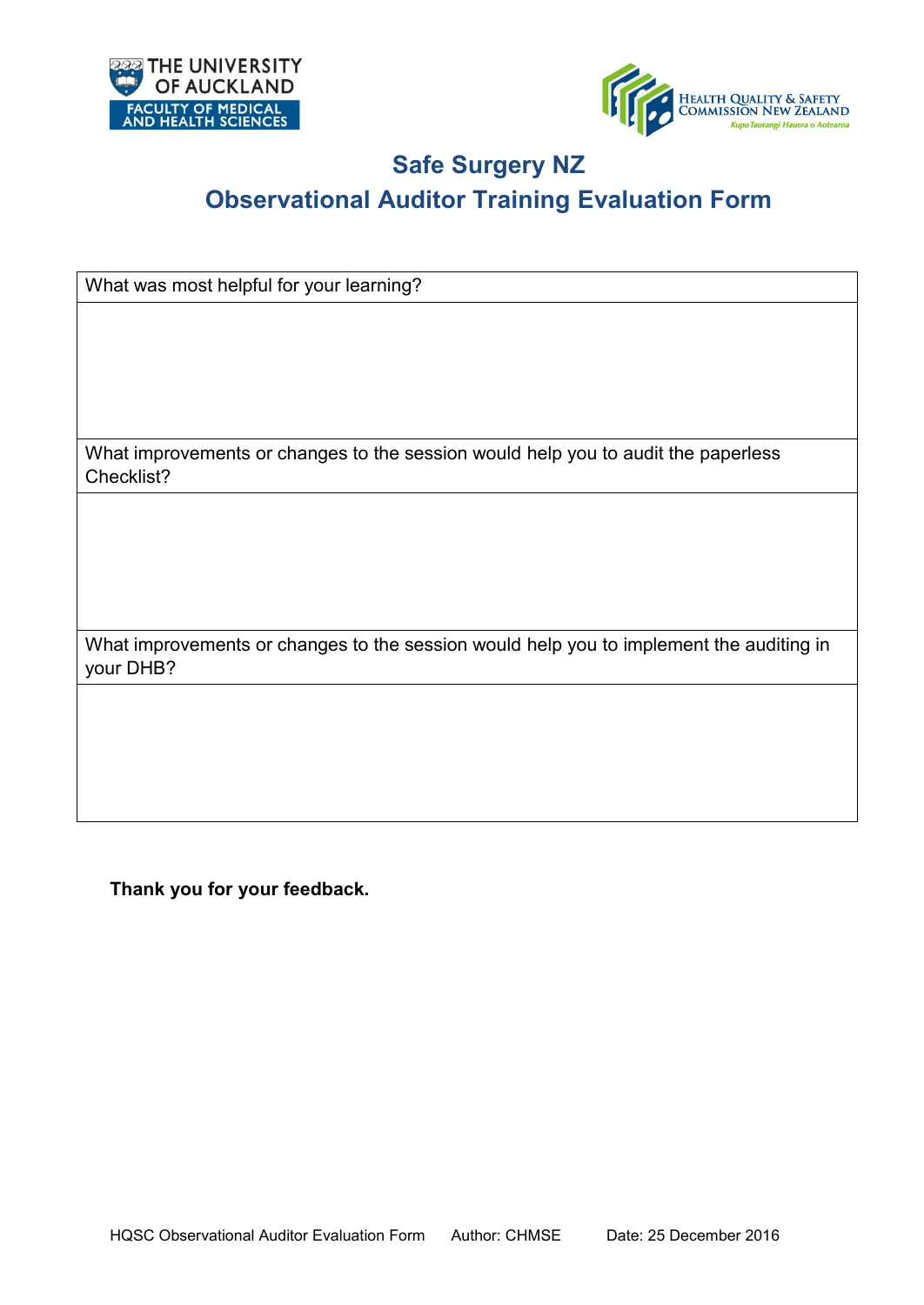THE UNIVERSITY OF AUCKLAND
FACULTY OF MEDICAL AND HEALTH SCIENCES

HEALTH QUALITY & SAFETY COMMISSION NEW ZEALAND
*Kupu Taurangi Hauora o Aotearoa*

## Safe Surgery NZ

## Observational Auditor Training Evaluation Form

| What was most helpful for your learning? |
| --- |
| |
| What improvements or changes to the session would help you to audit the paperless Checklist? |
| |
| What improvements or changes to the session would help you to implement the auditing in your DHB? |
| |

**Thank you for your feedback.**

HQSC Observational Auditor Evaluation Form     Author: CHMSE     Date: 25 December 2016